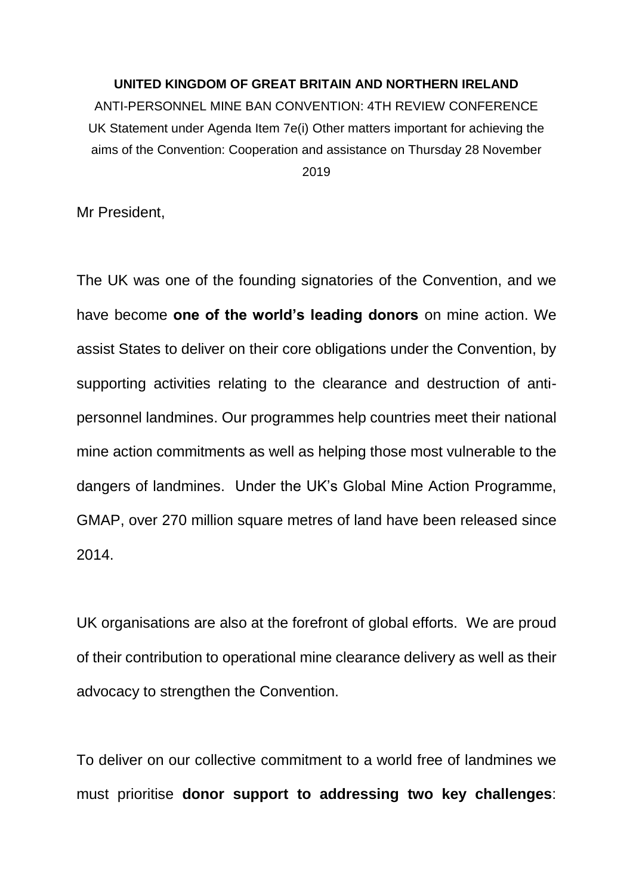**UNITED KINGDOM OF GREAT BRITAIN AND NORTHERN IRELAND**

ANTI-PERSONNEL MINE BAN CONVENTION: 4TH REVIEW CONFERENCE

UK Statement under Agenda Item 7e(i) Other matters important for achieving the aims of the Convention: Cooperation and assistance on Thursday 28 November 2019

Mr President,

The UK was one of the founding signatories of the Convention, and we have become **one of the world's leading donors** on mine action. We assist States to deliver on their core obligations under the Convention, by supporting activities relating to the clearance and destruction of anti-personnel landmines. Our programmes help countries meet their national mine action commitments as well as helping those most vulnerable to the dangers of landmines. Under the UK's Global Mine Action Programme, GMAP, over 270 million square metres of land have been released since 2014.

UK organisations are also at the forefront of global efforts. We are proud of their contribution to operational mine clearance delivery as well as their advocacy to strengthen the Convention.

To deliver on our collective commitment to a world free of landmines we must prioritise **donor support to addressing two key challenges**: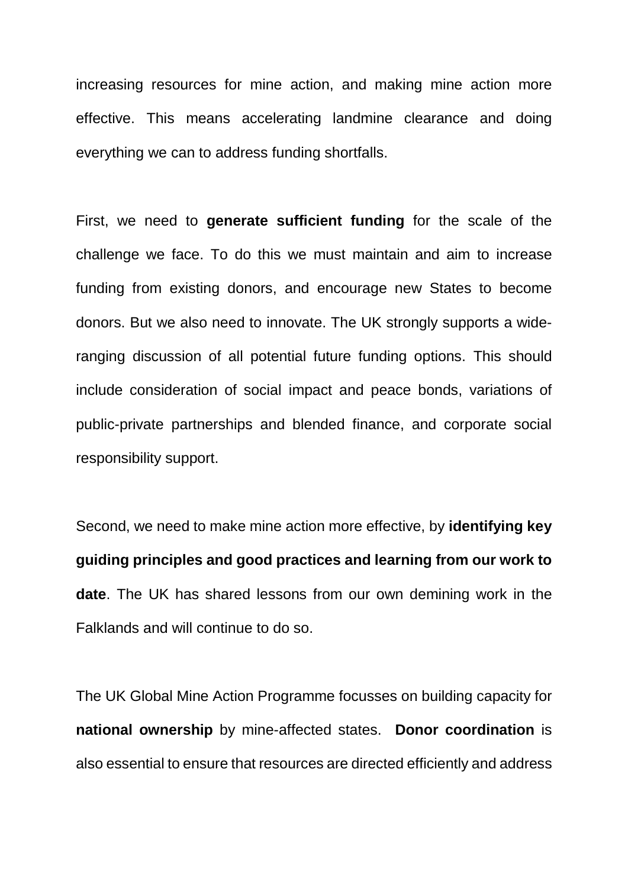increasing resources for mine action, and making mine action more effective. This means accelerating landmine clearance and doing everything we can to address funding shortfalls.

First, we need to **generate sufficient funding** for the scale of the challenge we face. To do this we must maintain and aim to increase funding from existing donors, and encourage new States to become donors. But we also need to innovate. The UK strongly supports a wide-ranging discussion of all potential future funding options. This should include consideration of social impact and peace bonds, variations of public-private partnerships and blended finance, and corporate social responsibility support.

Second, we need to make mine action more effective, by **identifying key guiding principles and good practices and learning from our work to date**. The UK has shared lessons from our own demining work in the Falklands and will continue to do so.

The UK Global Mine Action Programme focusses on building capacity for **national ownership** by mine-affected states. **Donor coordination** is also essential to ensure that resources are directed efficiently and address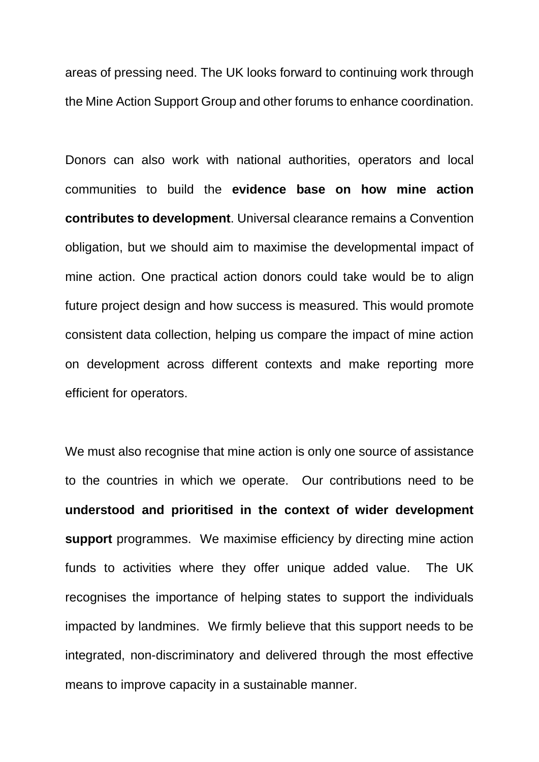areas of pressing need. The UK looks forward to continuing work through the Mine Action Support Group and other forums to enhance coordination.

Donors can also work with national authorities, operators and local communities to build the **evidence base on how mine action contributes to development**. Universal clearance remains a Convention obligation, but we should aim to maximise the developmental impact of mine action. One practical action donors could take would be to align future project design and how success is measured. This would promote consistent data collection, helping us compare the impact of mine action on development across different contexts and make reporting more efficient for operators.

We must also recognise that mine action is only one source of assistance to the countries in which we operate. Our contributions need to be **understood and prioritised in the context of wider development support** programmes. We maximise efficiency by directing mine action funds to activities where they offer unique added value. The UK recognises the importance of helping states to support the individuals impacted by landmines. We firmly believe that this support needs to be integrated, non-discriminatory and delivered through the most effective means to improve capacity in a sustainable manner.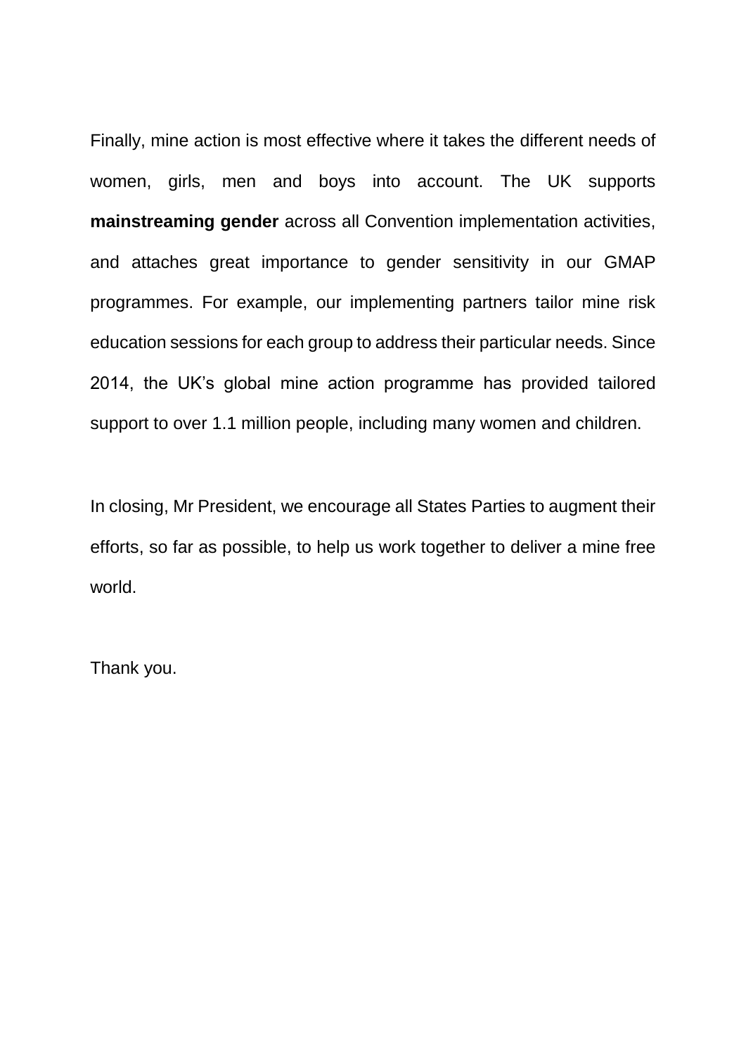Finally, mine action is most effective where it takes the different needs of women, girls, men and boys into account. The UK supports **mainstreaming gender** across all Convention implementation activities, and attaches great importance to gender sensitivity in our GMAP programmes. For example, our implementing partners tailor mine risk education sessions for each group to address their particular needs. Since 2014, the UK's global mine action programme has provided tailored support to over 1.1 million people, including many women and children.

In closing, Mr President, we encourage all States Parties to augment their efforts, so far as possible, to help us work together to deliver a mine free world.

Thank you.